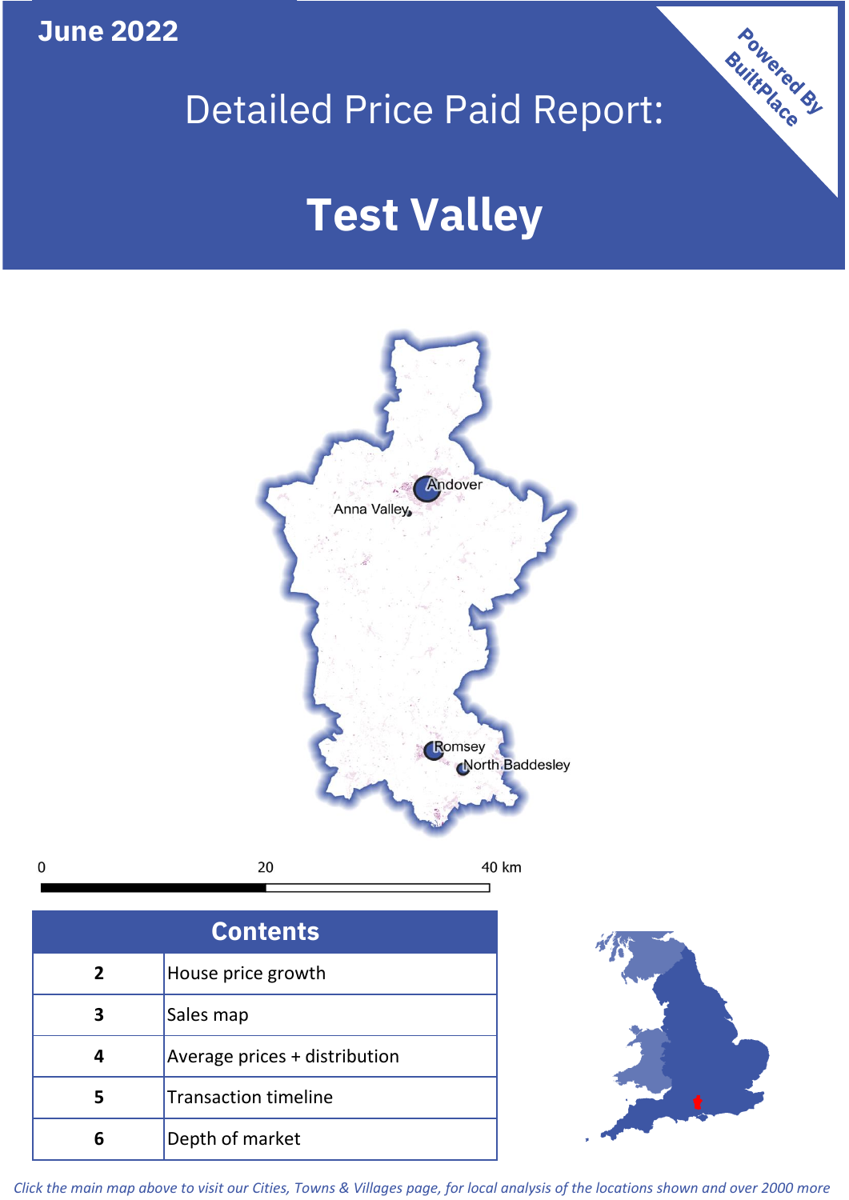June 2022

# Detailed Price Paid Report:

# Test Valley

Powered By BuiltPlace

| Contents | |
|---|---|
| 2 | House price growth |
| 3 | Sales map |
| 4 | Average prices + distribution |
| 5 | Transaction timeline |
| 6 | Depth of market |

*Click the main map above to visit our Cities, Towns & Villages page, for local analysis of the locations shown and over 2000 more*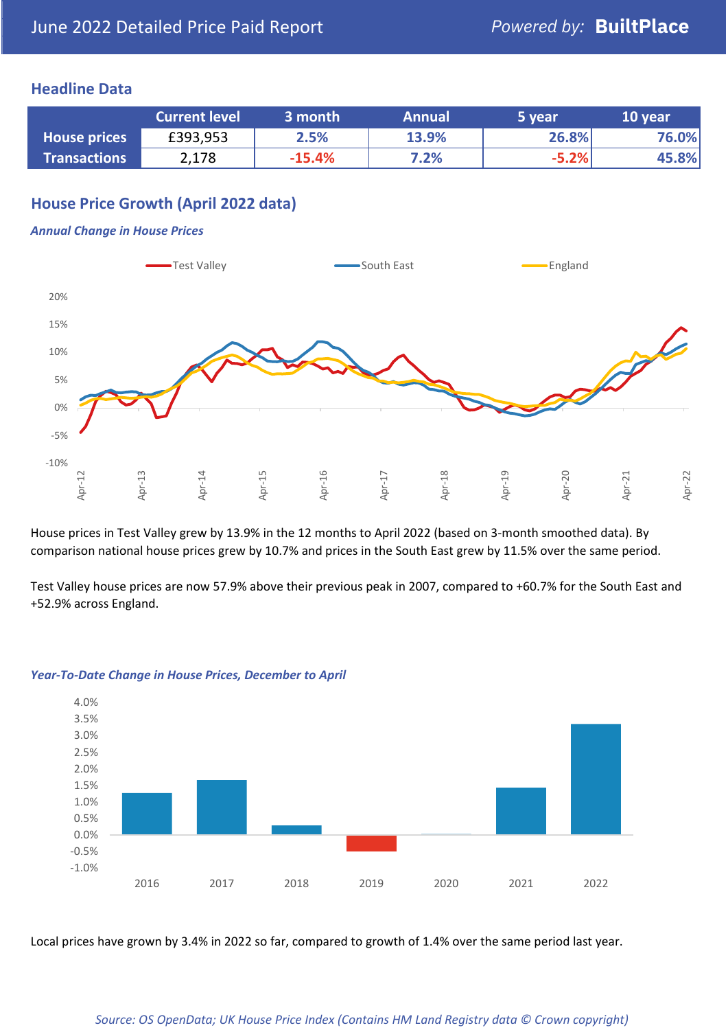June 2022 Detailed Price Paid Report

*Powered by:* **BuiltPlace**

## Headline Data

| | Current level | 3 month | Annual | 5 year | 10 year |
|---|---|---|---|---|---|
| House prices | £393,953 | 2.5% | 13.9% | 26.8% | 76.0% |
| Transactions | 2,178 | -15.4% | 7.2% | -5.2% | 45.8% |

## House Price Growth (April 2022 data)

### *Annual Change in House Prices*

House prices in Test Valley grew by 13.9% in the 12 months to April 2022 (based on 3-month smoothed data). By comparison national house prices grew by 10.7% and prices in the South East grew by 11.5% over the same period.

Test Valley house prices are now 57.9% above their previous peak in 2007, compared to +60.7% for the South East and +52.9% across England.

### *Year-To-Date Change in House Prices, December to April*

Local prices have grown by 3.4% in 2022 so far, compared to growth of 1.4% over the same period last year.

*Source: OS OpenData; UK House Price Index (Contains HM Land Registry data © Crown copyright)*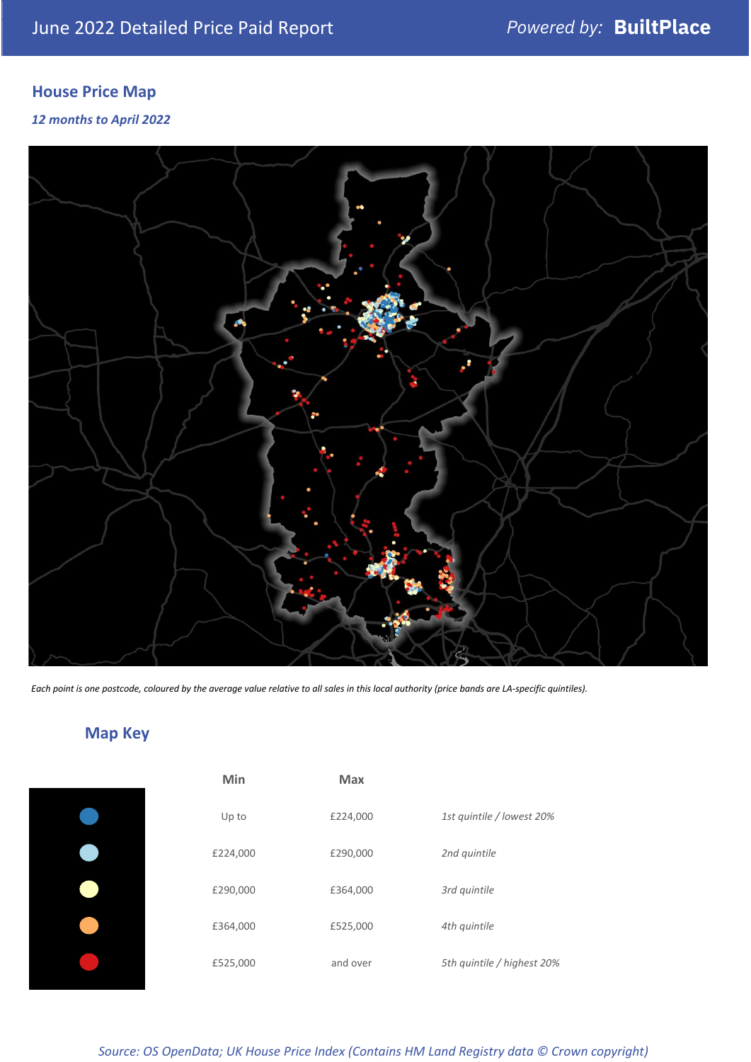## House Price Map

*12 months to April 2022*

*Each point is one postcode, coloured by the average value relative to all sales in this local authority (price bands are LA-specific quintiles).*

## Map Key

| Min | Max | |
|---|---|---|
| Up to | £224,000 | *1st quintile / lowest 20%* |
| £224,000 | £290,000 | *2nd quintile* |
| £290,000 | £364,000 | *3rd quintile* |
| £364,000 | £525,000 | *4th quintile* |
| £525,000 | and over | *5th quintile / highest 20%* |

*Source: OS OpenData; UK House Price Index (Contains HM Land Registry data © Crown copyright)*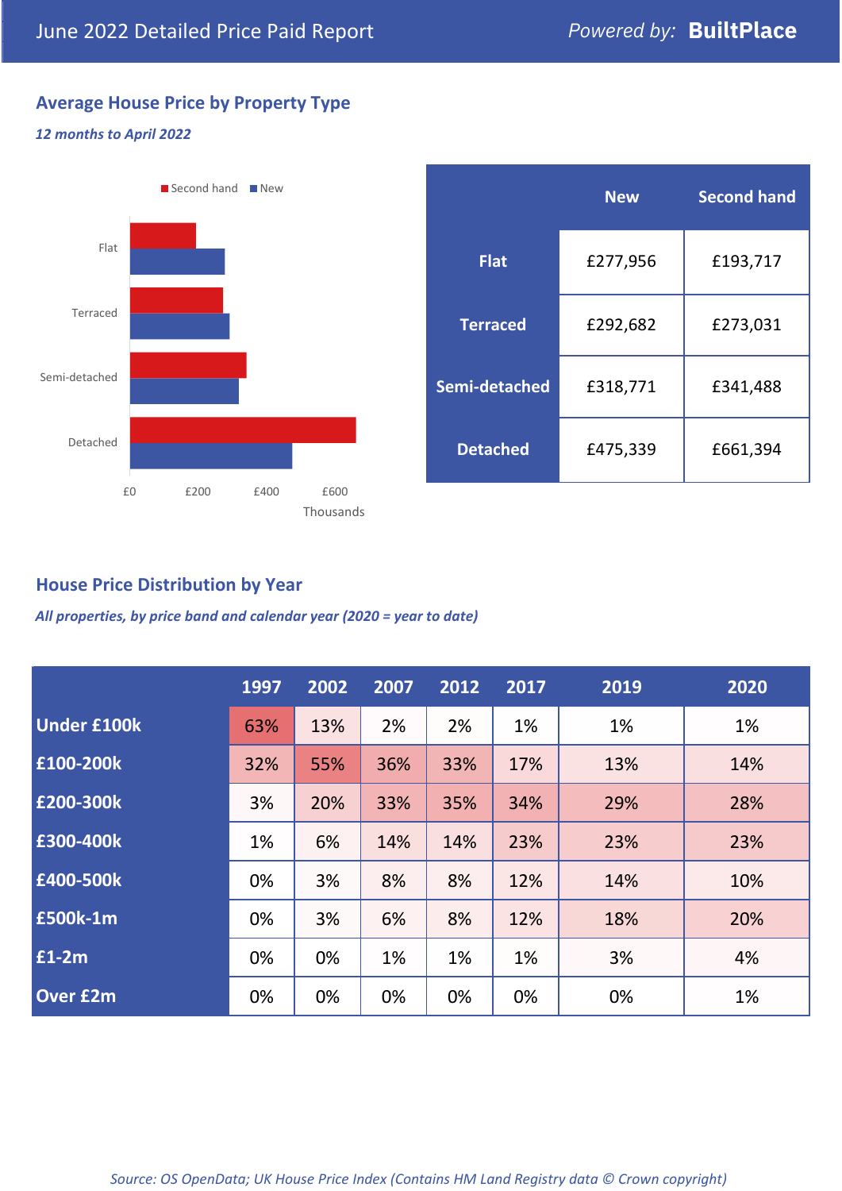June 2022 Detailed Price Paid Report

Powered by: **BuiltPlace**

## Average House Price by Property Type

*12 months to April 2022*

|  | New | Second hand |
|---|---|---|
| **Flat** | £277,956 | £193,717 |
| **Terraced** | £292,682 | £273,031 |
| **Semi-detached** | £318,771 | £341,488 |
| **Detached** | £475,339 | £661,394 |

## House Price Distribution by Year

*All properties, by price band and calendar year (2020 = year to date)*

|  | 1997 | 2002 | 2007 | 2012 | 2017 | 2019 | 2020 |
|---|---|---|---|---|---|---|---|
| **Under £100k** | 63% | 13% | 2% | 2% | 1% | 1% | 1% |
| **£100-200k** | 32% | 55% | 36% | 33% | 17% | 13% | 14% |
| **£200-300k** | 3% | 20% | 33% | 35% | 34% | 29% | 28% |
| **£300-400k** | 1% | 6% | 14% | 14% | 23% | 23% | 23% |
| **£400-500k** | 0% | 3% | 8% | 8% | 12% | 14% | 10% |
| **£500k-1m** | 0% | 3% | 6% | 8% | 12% | 18% | 20% |
| **£1-2m** | 0% | 0% | 1% | 1% | 1% | 3% | 4% |
| **Over £2m** | 0% | 0% | 0% | 0% | 0% | 0% | 1% |

*Source: OS OpenData; UK House Price Index (Contains HM Land Registry data © Crown copyright)*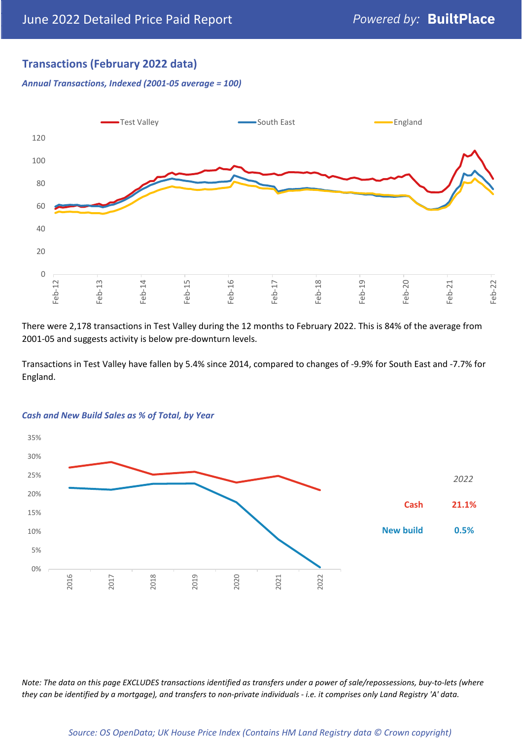## Transactions (February 2022 data)

*Annual Transactions, Indexed (2001-05 average = 100)*

There were 2,178 transactions in Test Valley during the 12 months to February 2022. This is 84% of the average from 2001-05 and suggests activity is below pre-downturn levels.

Transactions in Test Valley have fallen by 5.4% since 2014, compared to changes of -9.9% for South East and -7.7% for England.

*Cash and New Build Sales as % of Total, by Year*

*2022*

**Cash** **21.1%**

**New build** **0.5%**

*Note: The data on this page EXCLUDES transactions identified as transfers under a power of sale/repossessions, buy-to-lets (where they can be identified by a mortgage), and transfers to non-private individuals - i.e. it comprises only Land Registry 'A' data.*

*Source: OS OpenData; UK House Price Index (Contains HM Land Registry data © Crown copyright)*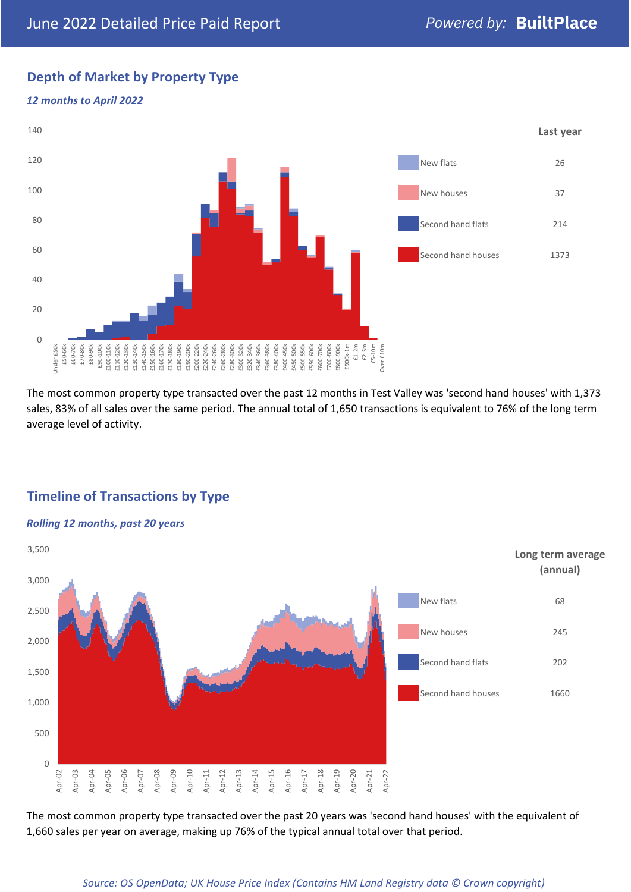# June 2022 Detailed Price Paid Report

Powered by: **BuiltPlace**

## Depth of Market by Property Type

*12 months to April 2022*

140
120
100
80
60
40
20
0

Under £50k, £50-60k, £60-70k, £70-80k, £80-90k, £90-100k, £100-110k, £110-120k, £120-130k, £130-140k, £140-150k, £150-160k, £160-170k, £170-180k, £180-190k, £190-200k, £200-220k, £220-240k, £240-260k, £260-280k, £280-300k, £300-320k, £320-340k, £340-360k, £360-380k, £380-400k, £400-450k, £450-500k, £500-550k, £550-600k, £600-700k, £700-800k, £800-900k, £900k-1m, £1-2m, £2-5m, £5-10m, Over £10m

Last year

New flats 26
New houses 37
Second hand flats 214
Second hand houses 1373

The most common property type transacted over the past 12 months in Test Valley was 'second hand houses' with 1,373 sales, 83% of all sales over the same period. The annual total of 1,650 transactions is equivalent to 76% of the long term average level of activity.

## Timeline of Transactions by Type

*Rolling 12 months, past 20 years*

3,500
3,000
2,500
2,000
1,500
1,000
500
0

Apr-02, Apr-03, Apr-04, Apr-05, Apr-06, Apr-07, Apr-08, Apr-09, Apr-10, Apr-11, Apr-12, Apr-13, Apr-14, Apr-15, Apr-16, Apr-17, Apr-18, Apr-19, Apr-20, Apr-21, Apr-22

Long term average (annual)

New flats 68
New houses 245
Second hand flats 202
Second hand houses 1660

The most common property type transacted over the past 20 years was 'second hand houses' with the equivalent of 1,660 sales per year on average, making up 76% of the typical annual total over that period.

*Source: OS OpenData; UK House Price Index (Contains HM Land Registry data © Crown copyright)*